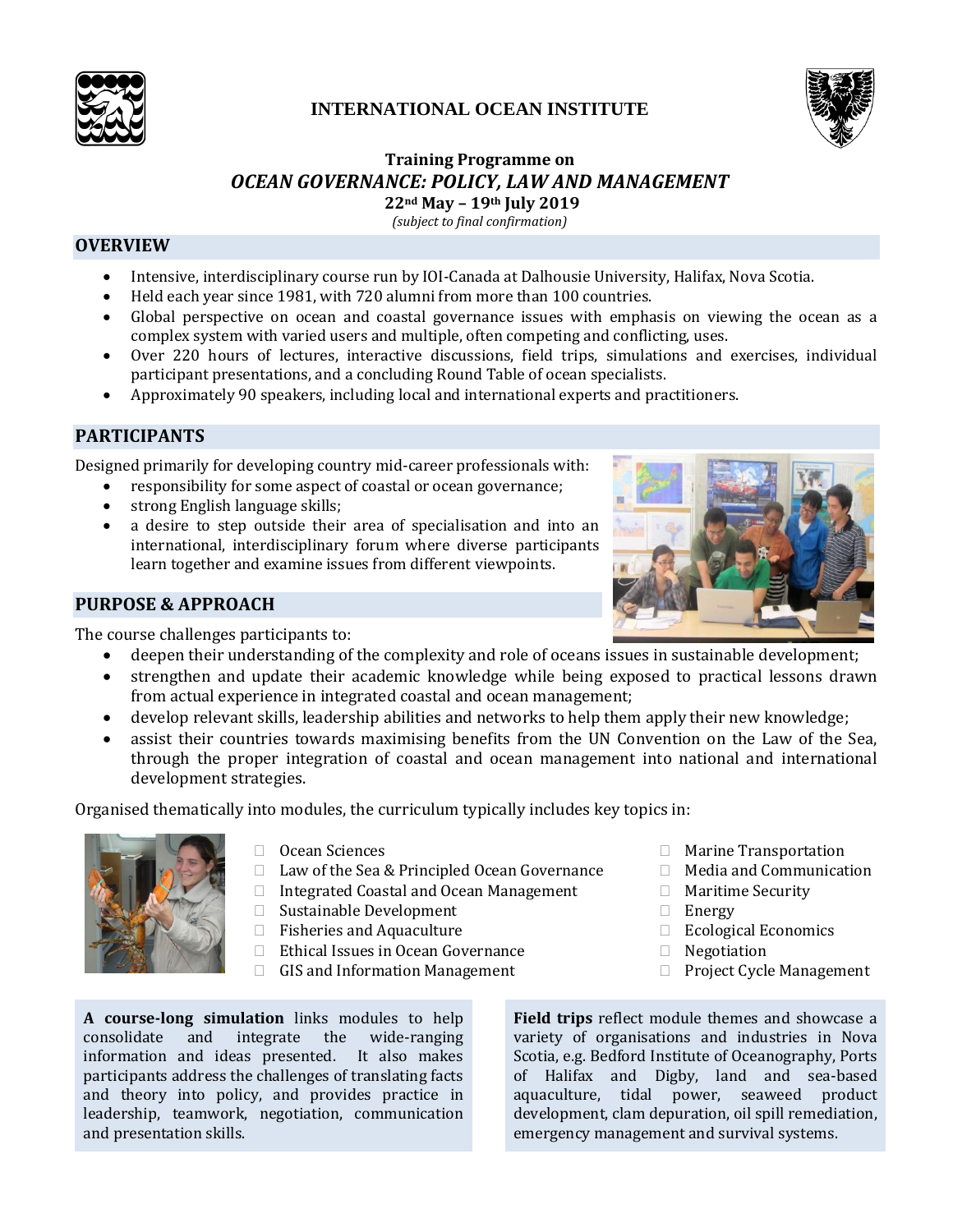# INTERNATIONAL OCEAN INSTITUTE

## Training Programme on

## *OCEAN GOVERNANCE: POLICY, LAW AND MANAGEMENT*

**22nd May – 19th July 2019**

*(subject to final confirmation)*

## OVERVIEW

- Intensive, interdisciplinary course run by IOI-Canada at Dalhousie University, Halifax, Nova Scotia.
- Held each year since 1981, with 720 alumni from more than 100 countries.
- Global perspective on ocean and coastal governance issues with emphasis on viewing the ocean as a complex system with varied users and multiple, often competing and conflicting, uses.
- Over 220 hours of lectures, interactive discussions, field trips, simulations and exercises, individual participant presentations, and a concluding Round Table of ocean specialists.
- Approximately 90 speakers, including local and international experts and practitioners.

## PARTICIPANTS

Designed primarily for developing country mid-career professionals with:

- responsibility for some aspect of coastal or ocean governance;
- strong English language skills;
- a desire to step outside their area of specialisation and into an international, interdisciplinary forum where diverse participants learn together and examine issues from different viewpoints.

## PURPOSE & APPROACH

The course challenges participants to:

- deepen their understanding of the complexity and role of oceans issues in sustainable development;
- strengthen and update their academic knowledge while being exposed to practical lessons drawn from actual experience in integrated coastal and ocean management;
- develop relevant skills, leadership abilities and networks to help them apply their new knowledge;
- assist their countries towards maximising benefits from the UN Convention on the Law of the Sea, through the proper integration of coastal and ocean management into national and international development strategies.

Organised thematically into modules, the curriculum typically includes key topics in:

- Ocean Sciences
- Law of the Sea & Principled Ocean Governance
- Integrated Coastal and Ocean Management
- Sustainable Development
- Fisheries and Aquaculture
- Ethical Issues in Ocean Governance
- GIS and Information Management
- Marine Transportation
- Media and Communication
- Maritime Security
- Energy
- Ecological Economics
- Negotiation
- Project Cycle Management

**A course-long simulation** links modules to help consolidate and integrate the wide-ranging information and ideas presented. It also makes participants address the challenges of translating facts and theory into policy, and provides practice in leadership, teamwork, negotiation, communication and presentation skills.

**Field trips** reflect module themes and showcase a variety of organisations and industries in Nova Scotia, e.g. Bedford Institute of Oceanography, Ports of Halifax and Digby, land and sea-based aquaculture, tidal power, seaweed product development, clam depuration, oil spill remediation, emergency management and survival systems.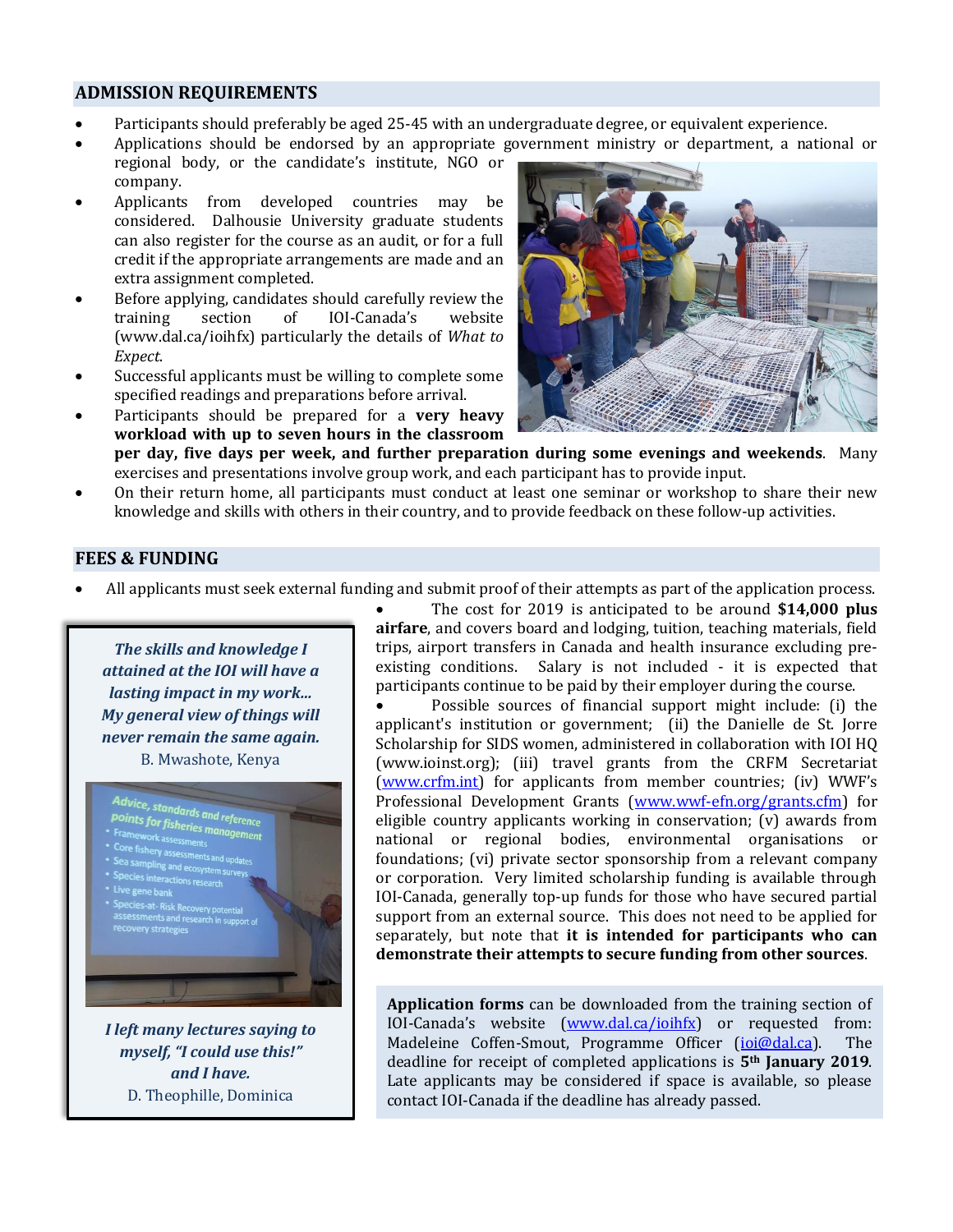## ADMISSION REQUIREMENTS

- Participants should preferably be aged 25-45 with an undergraduate degree, or equivalent experience.
- Applications should be endorsed by an appropriate government ministry or department, a national or regional body, or the candidate's institute, NGO or company.
- Applicants from developed countries may be considered. Dalhousie University graduate students can also register for the course as an audit, or for a full credit if the appropriate arrangements are made and an extra assignment completed.
- Before applying, candidates should carefully review the training section of IOI-Canada's website (www.dal.ca/ioihfx) particularly the details of *What to Expect*.
- Successful applicants must be willing to complete some specified readings and preparations before arrival.
- Participants should be prepared for a **very heavy workload with up to seven hours in the classroom per day, five days per week, and further preparation during some evenings and weekends**. Many exercises and presentations involve group work, and each participant has to provide input.
- On their return home, all participants must conduct at least one seminar or workshop to share their new knowledge and skills with others in their country, and to provide feedback on these follow-up activities.

## FEES & FUNDING

- All applicants must seek external funding and submit proof of their attempts as part of the application process.
- The cost for 2019 is anticipated to be around **$14,000 plus airfare**, and covers board and lodging, tuition, teaching materials, field trips, airport transfers in Canada and health insurance excluding pre-existing conditions. Salary is not included - it is expected that participants continue to be paid by their employer during the course.
- Possible sources of financial support might include: (i) the applicant's institution or government; (ii) the Danielle de St. Jorre Scholarship for SIDS women, administered in collaboration with IOI HQ (www.ioinst.org); (iii) travel grants from the CRFM Secretariat (www.crfm.int) for applicants from member countries; (iv) WWF's Professional Development Grants (www.wwf-efn.org/grants.cfm) for eligible country applicants working in conservation; (v) awards from national or regional bodies, environmental organisations or foundations; (vi) private sector sponsorship from a relevant company or corporation. Very limited scholarship funding is available through IOI-Canada, generally top-up funds for those who have secured partial support from an external source. This does not need to be applied for separately, but note that **it is intended for participants who can demonstrate their attempts to secure funding from other sources**.

***The skills and knowledge I attained at the IOI will have a lasting impact in my work... My general view of things will never remain the same again.***
B. Mwashote, Kenya

***I left many lectures saying to myself, "I could use this!" and I have.***
D. Theophille, Dominica

**Application forms** can be downloaded from the training section of IOI-Canada's website (www.dal.ca/ioihfx) or requested from: Madeleine Coffen-Smout, Programme Officer (ioi@dal.ca). The deadline for receipt of completed applications is **5th January 2019**. Late applicants may be considered if space is available, so please contact IOI-Canada if the deadline has already passed.